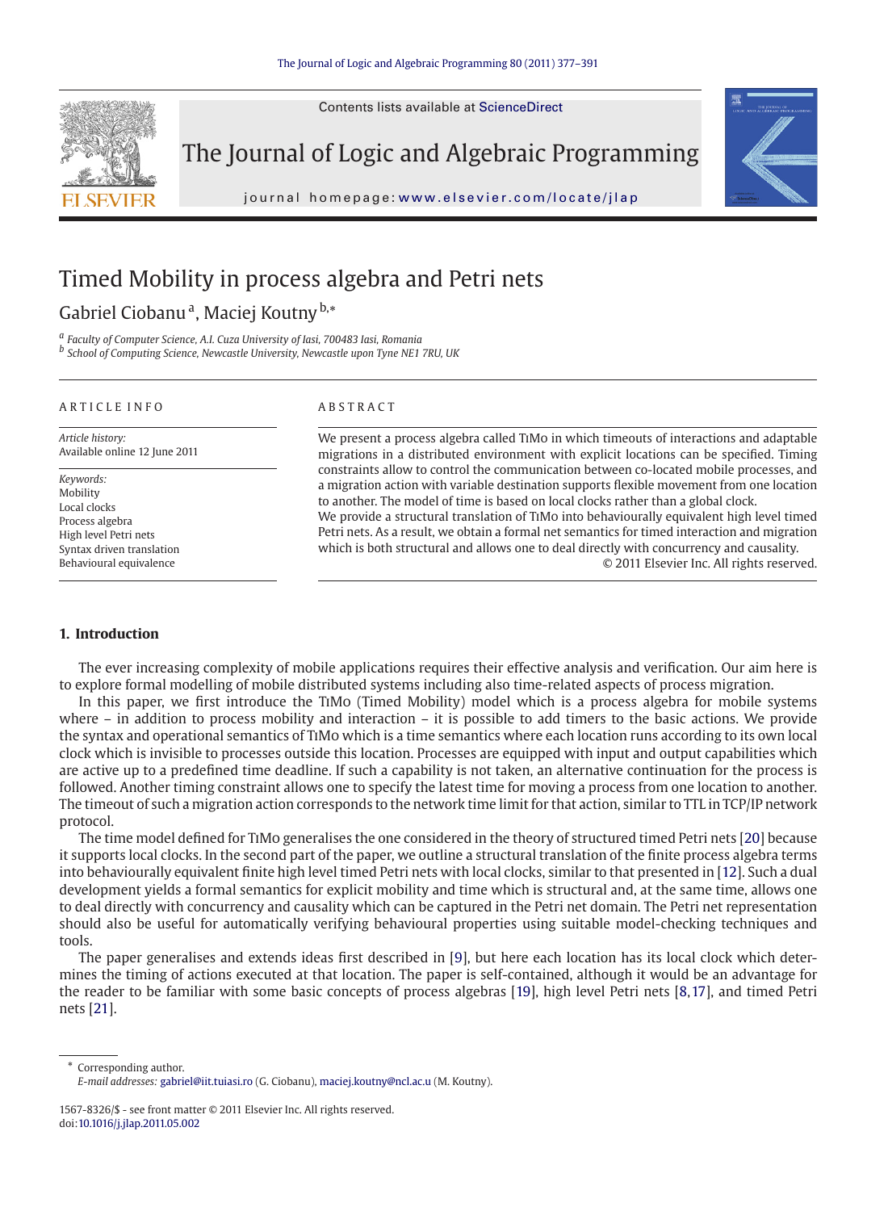Contents lists available at ScienceDirect

# The Journal of Logic and Algebraic Programming

journal homepage: www.elsevier.com/locate/jlap

# Timed Mobility in process algebra and Petri nets

Gabriel Ciobanu [a], Maciej Koutny [b,*]

[a] Faculty of Computer Science, A.I. Cuza University of Iasi, 700483 Iasi, Romania
[b] School of Computing Science, Newcastle University, Newcastle upon Tyne NE1 7RU, UK

ARTICLE INFO

*Article history:*
Available online 12 June 2011

*Keywords:*
Mobility
Local clocks
Process algebra
High level Petri nets
Syntax driven translation
Behavioural equivalence

ABSTRACT

We present a process algebra called TiMo in which timeouts of interactions and adaptable migrations in a distributed environment with explicit locations can be specified. Timing constraints allow to control the communication between co-located mobile processes, and a migration action with variable destination supports flexible movement from one location to another. The model of time is based on local clocks rather than a global clock.

We provide a structural translation of TiMo into behaviourally equivalent high level timed Petri nets. As a result, we obtain a formal net semantics for timed interaction and migration which is both structural and allows one to deal directly with concurrency and causality.

© 2011 Elsevier Inc. All rights reserved.

## 1. Introduction

The ever increasing complexity of mobile applications requires their effective analysis and verification. Our aim here is to explore formal modelling of mobile distributed systems including also time-related aspects of process migration.

In this paper, we first introduce the TiMo (Timed Mobility) model which is a process algebra for mobile systems where – in addition to process mobility and interaction – it is possible to add timers to the basic actions. We provide the syntax and operational semantics of TiMo which is a time semantics where each location runs according to its own local clock which is invisible to processes outside this location. Processes are equipped with input and output capabilities which are active up to a predefined time deadline. If such a capability is not taken, an alternative continuation for the process is followed. Another timing constraint allows one to specify the latest time for moving a process from one location to another. The timeout of such a migration action corresponds to the network time limit for that action, similar to TTL in TCP/IP network protocol.

The time model defined for TiMo generalises the one considered in the theory of structured timed Petri nets [20] because it supports local clocks. In the second part of the paper, we outline a structural translation of the finite process algebra terms into behaviourally equivalent finite high level timed Petri nets with local clocks, similar to that presented in [12]. Such a dual development yields a formal semantics for explicit mobility and time which is structural and, at the same time, allows one to deal directly with concurrency and causality which can be captured in the Petri net domain. The Petri net representation should also be useful for automatically verifying behavioural properties using suitable model-checking techniques and tools.

The paper generalises and extends ideas first described in [9], but here each location has its local clock which determines the timing of actions executed at that location. The paper is self-contained, although it would be an advantage for the reader to be familiar with some basic concepts of process algebras [19], high level Petri nets [8,17], and timed Petri nets [21].

* Corresponding author.
*E-mail addresses:* gabriel@iit.tuiasi.ro (G. Ciobanu), maciej.koutny@ncl.ac.u (M. Koutny).

1567-8326/$ - see front matter © 2011 Elsevier Inc. All rights reserved.
doi:10.1016/j.jlap.2011.05.002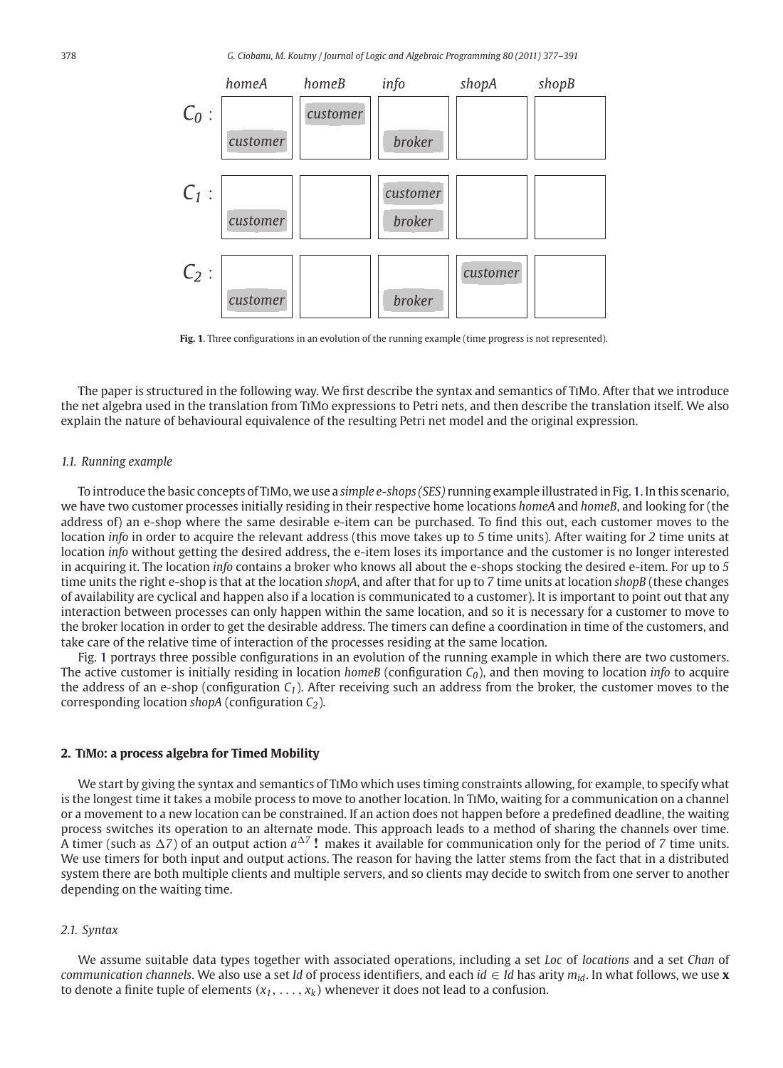| | *homeA* | *homeB* | *info* | *shopA* | *shopB* |
|---|---|---|---|---|---|
| $C_0$ : | *customer* | *customer* | *broker* | | |
| $C_1$ : | *customer* | | *customer* *broker* | | |
| $C_2$ : | *customer* | | *broker* | *customer* | |

**Fig. 1**. Three configurations in an evolution of the running example (time progress is not represented).

The paper is structured in the following way. We first describe the syntax and semantics of TiMo. After that we introduce the net algebra used in the translation from TiMo expressions to Petri nets, and then describe the translation itself. We also explain the nature of behavioural equivalence of the resulting Petri net model and the original expression.

### 1.1. Running example

To introduce the basic concepts of TiMo, we use a *simple e-shops (SES)* running example illustrated in Fig. 1. In this scenario, we have two customer processes initially residing in their respective home locations *homeA* and *homeB*, and looking for (the address of) an e-shop where the same desirable e-item can be purchased. To find this out, each customer moves to the location *info* in order to acquire the relevant address (this move takes up to *5* time units). After waiting for *2* time units at location *info* without getting the desired address, the e-item loses its importance and the customer is no longer interested in acquiring it. The location *info* contains a broker who knows all about the e-shops stocking the desired e-item. For up to *5* time units the right e-shop is that at the location *shopA*, and after that for up to *7* time units at location *shopB* (these changes of availability are cyclical and happen also if a location is communicated to a customer). It is important to point out that any interaction between processes can only happen within the same location, and so it is necessary for a customer to move to the broker location in order to get the desirable address. The timers can define a coordination in time of the customers, and take care of the relative time of interaction of the processes residing at the same location.

Fig. 1 portrays three possible configurations in an evolution of the running example in which there are two customers. The active customer is initially residing in location *homeB* (configuration $C_0$), and then moving to location *info* to acquire the address of an e-shop (configuration $C_1$). After receiving such an address from the broker, the customer moves to the corresponding location *shopA* (configuration $C_2$).

## 2. TiMo: a process algebra for Timed Mobility

We start by giving the syntax and semantics of TiMo which uses timing constraints allowing, for example, to specify what is the longest time it takes a mobile process to move to another location. In TiMo, waiting for a communication on a channel or a movement to a new location can be constrained. If an action does not happen before a predefined deadline, the waiting process switches its operation to an alternate mode. This approach leads to a method of sharing the channels over time. A timer (such as $\Delta 7$) of an output action $a^{\Delta 7}\,!$ makes it available for communication only for the period of *7* time units. We use timers for both input and output actions. The reason for having the latter stems from the fact that in a distributed system there are both multiple clients and multiple servers, and so clients may decide to switch from one server to another depending on the waiting time.

### 2.1. Syntax

We assume suitable data types together with associated operations, including a set *Loc* of *locations* and a set *Chan* of *communication channels*. We also use a set *Id* of process identifiers, and each $id \in Id$ has arity $m_{id}$. In what follows, we use $\mathbf{x}$ to denote a finite tuple of elements $(x_1, \ldots, x_k)$ whenever it does not lead to a confusion.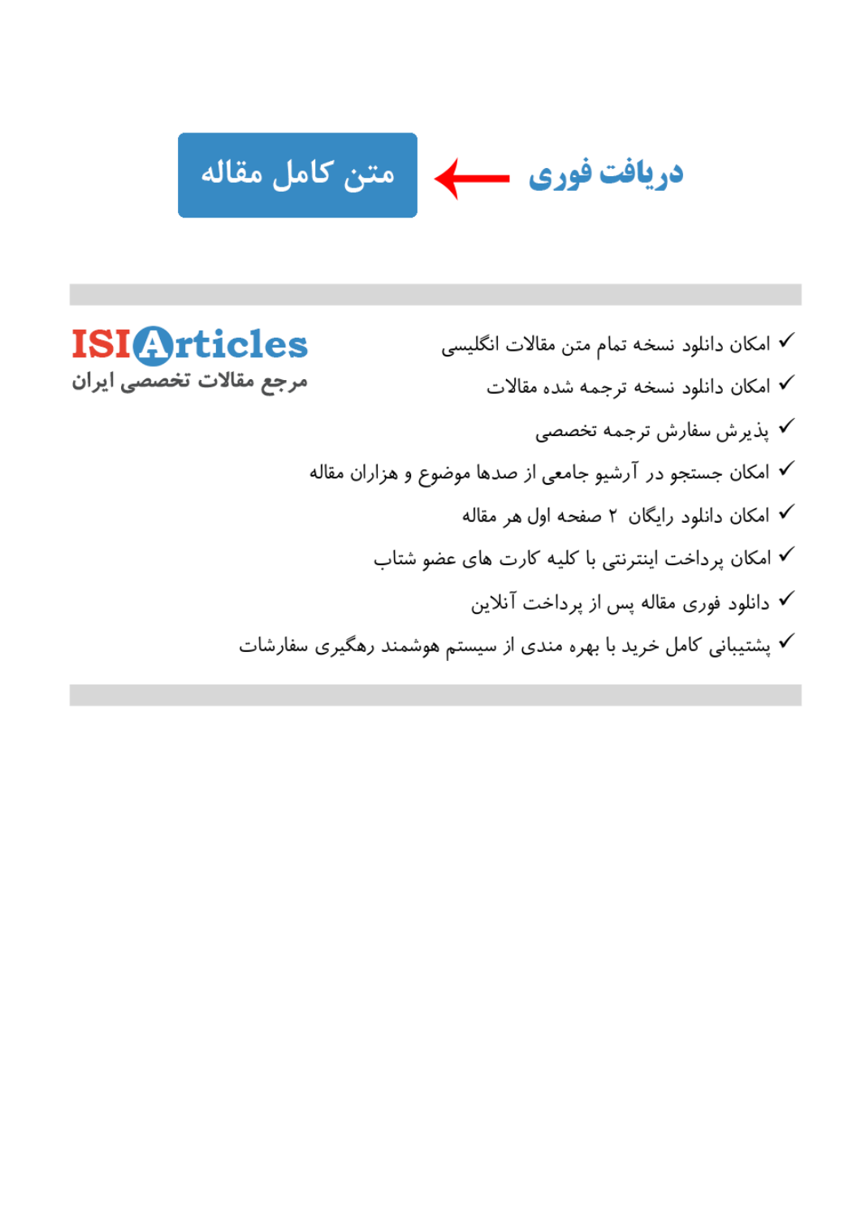دریافت فوری ← متن کامل مقاله

**ISIArticles**
مرجع مقالات تخصصی ایران

- ✓ امکان دانلود نسخه تمام متن مقالات انگلیسی
- ✓ امکان دانلود نسخه ترجمه شده مقالات
- ✓ پذیرش سفارش ترجمه تخصصی
- ✓ امکان جستجو در آرشیو جامعی از صدها موضوع و هزاران مقاله
- ✓ امکان دانلود رایگان ۲ صفحه اول هر مقاله
- ✓ امکان پرداخت اینترنتی با کلیه کارت های عضو شتاب
- ✓ دانلود فوری مقاله پس از پرداخت آنلاین
- ✓ پشتیبانی کامل خرید با بهره مندی از سیستم هوشمند رهگیری سفارشات